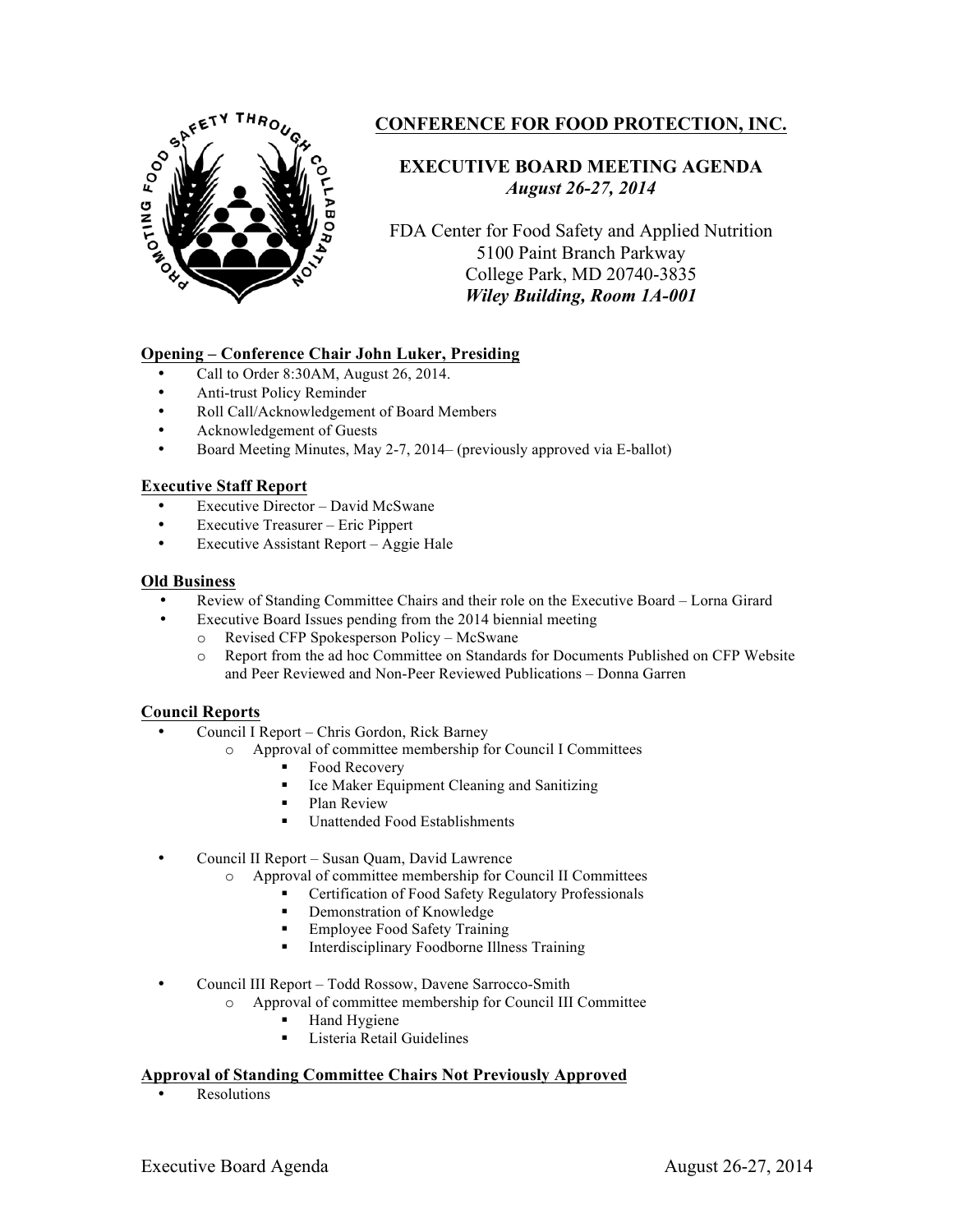# CONFERENCE FOR FOOD PROTECTION, INC.

## EXECUTIVE BOARD MEETING AGENDA

*August 26-27, 2014*

FDA Center for Food Safety and Applied Nutrition
5100 Paint Branch Parkway
College Park, MD 20740-3835
***Wiley Building, Room 1A-001***

**Opening – Conference Chair John Luker, Presiding**

- Call to Order 8:30AM, August 26, 2014.
- Anti-trust Policy Reminder
- Roll Call/Acknowledgement of Board Members
- Acknowledgement of Guests
- Board Meeting Minutes, May 2-7, 2014– (previously approved via E-ballot)

**Executive Staff Report**

- Executive Director – David McSwane
- Executive Treasurer – Eric Pippert
- Executive Assistant Report – Aggie Hale

**Old Business**

- Review of Standing Committee Chairs and their role on the Executive Board – Lorna Girard
- Executive Board Issues pending from the 2014 biennial meeting
  - Revised CFP Spokesperson Policy – McSwane
  - Report from the ad hoc Committee on Standards for Documents Published on CFP Website and Peer Reviewed and Non-Peer Reviewed Publications – Donna Garren

**Council Reports**

- Council I Report – Chris Gordon, Rick Barney
  - Approval of committee membership for Council I Committees
    - Food Recovery
    - Ice Maker Equipment Cleaning and Sanitizing
    - Plan Review
    - Unattended Food Establishments
- Council II Report – Susan Quam, David Lawrence
  - Approval of committee membership for Council II Committees
    - Certification of Food Safety Regulatory Professionals
    - Demonstration of Knowledge
    - Employee Food Safety Training
    - Interdisciplinary Foodborne Illness Training
- Council III Report – Todd Rossow, Davene Sarrocco-Smith
  - Approval of committee membership for Council III Committee
    - Hand Hygiene
    - Listeria Retail Guidelines

**Approval of Standing Committee Chairs Not Previously Approved**

- Resolutions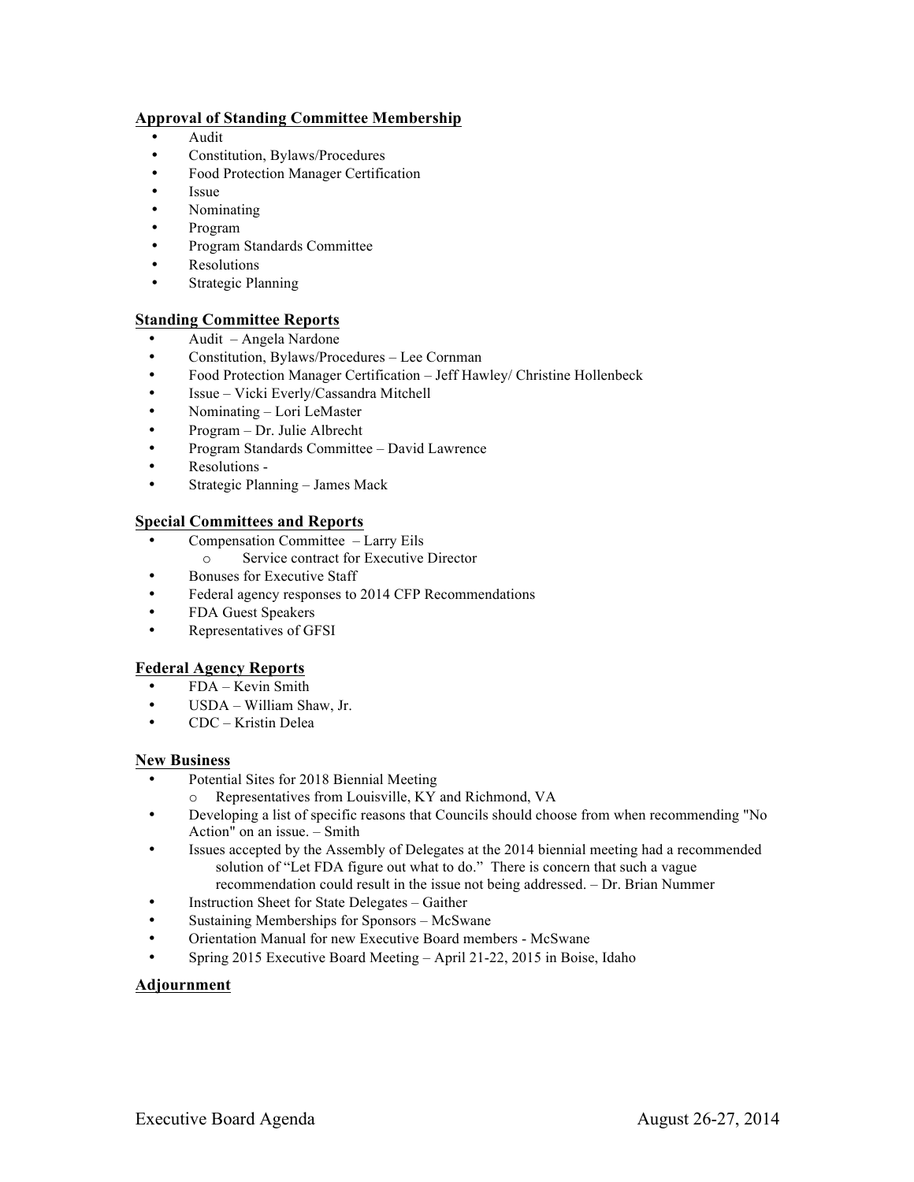**Approval of Standing Committee Membership**

- Audit
- Constitution, Bylaws/Procedures
- Food Protection Manager Certification
- Issue
- Nominating
- Program
- Program Standards Committee
- Resolutions
- Strategic Planning

**Standing Committee Reports**

- Audit – Angela Nardone
- Constitution, Bylaws/Procedures – Lee Cornman
- Food Protection Manager Certification – Jeff Hawley/ Christine Hollenbeck
- Issue – Vicki Everly/Cassandra Mitchell
- Nominating – Lori LeMaster
- Program – Dr. Julie Albrecht
- Program Standards Committee – David Lawrence
- Resolutions -
- Strategic Planning – James Mack

**Special Committees and Reports**

- Compensation Committee – Larry Eils
  - Service contract for Executive Director
- Bonuses for Executive Staff
- Federal agency responses to 2014 CFP Recommendations
- FDA Guest Speakers
- Representatives of GFSI

**Federal Agency Reports**

- FDA – Kevin Smith
- USDA – William Shaw, Jr.
- CDC – Kristin Delea

**New Business**

- Potential Sites for 2018 Biennial Meeting
  - Representatives from Louisville, KY and Richmond, VA
- Developing a list of specific reasons that Councils should choose from when recommending "No Action" on an issue. – Smith
- Issues accepted by the Assembly of Delegates at the 2014 biennial meeting had a recommended solution of "Let FDA figure out what to do." There is concern that such a vague recommendation could result in the issue not being addressed. – Dr. Brian Nummer
- Instruction Sheet for State Delegates – Gaither
- Sustaining Memberships for Sponsors – McSwane
- Orientation Manual for new Executive Board members - McSwane
- Spring 2015 Executive Board Meeting – April 21-22, 2015 in Boise, Idaho

**Adjournment**